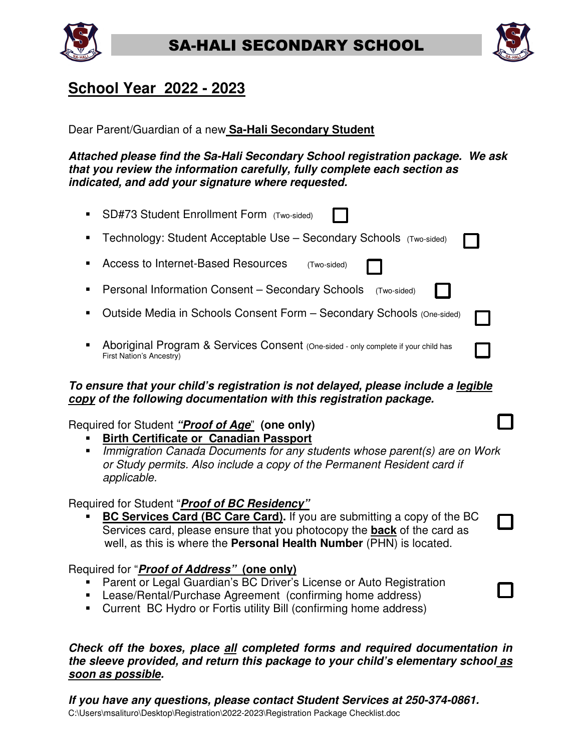# SA-HALI SECONDARY SCHOOL

## School Year 2022 - 2023

Dear Parent/Guardian of a new **Sa-Hali Secondary Student**

***Attached please find the Sa-Hali Secondary School registration package. We ask that you review the information carefully, fully complete each section as indicated, and add your signature where requested.***

- SD#73 Student Enrollment Form (Two-sided) ☐
- Technology: Student Acceptable Use – Secondary Schools (Two-sided) ☐
- Access to Internet-Based Resources (Two-sided) ☐
- Personal Information Consent – Secondary Schools (Two-sided) ☐
- Outside Media in Schools Consent Form – Secondary Schools (One-sided) ☐
- Aboriginal Program & Services Consent (One-sided - only complete if your child has First Nation's Ancestry) ☐

***To ensure that your child's registration is not delayed, please include a legible copy of the following documentation with this registration package.***

Required for Student ***"Proof of Age"*** **(one only)** ☐
- **Birth Certificate or Canadian Passport**
- *Immigration Canada Documents for any students whose parent(s) are on Work or Study permits. Also include a copy of the Permanent Resident card if applicable.*

Required for Student "***Proof of BC Residency"***
- **BC Services Card (BC Care Card).** If you are submitting a copy of the BC Services card, please ensure that you photocopy the **back** of the card as well, as this is where the **Personal Health Number** (PHN) is located. ☐

Required for "***Proof of Address" (one only)***
- Parent or Legal Guardian's BC Driver's License or Auto Registration ☐
- Lease/Rental/Purchase Agreement (confirming home address)
- Current BC Hydro or Fortis utility Bill (confirming home address)

***Check off the boxes, place all completed forms and required documentation in the sleeve provided, and return this package to your child's elementary school as soon as possible.***

***If you have any questions, please contact Student Services at 250-374-0861.***

C:\Users\msalituro\Desktop\Registration\2022-2023\Registration Package Checklist.doc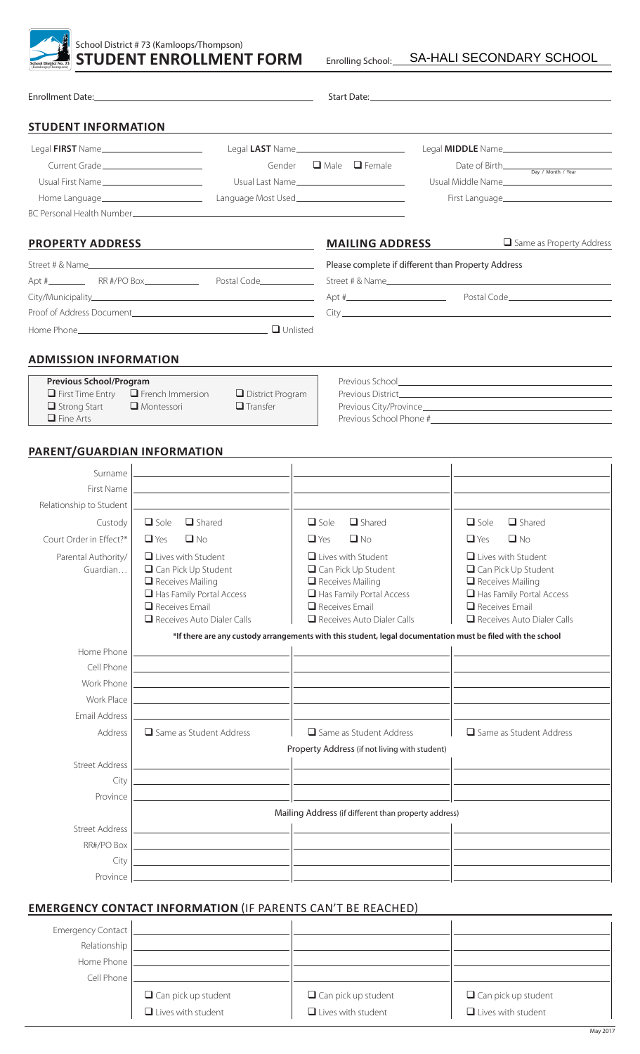School District # 73 (Kamloops/Thompson)

# STUDENT ENROLLMENT FORM

Enrolling School: SA-HALI SECONDARY SCHOOL

Enrollment Date: ______________________ Start Date: ______________________

## STUDENT INFORMATION

Legal **FIRST** Name ______________ Legal **LAST** Name ______________ Legal **MIDDLE** Name ______________

Current Grade ______________ Gender ☐ Male ☐ Female Date of Birth ______________ (Day / Month / Year)

Usual First Name ______________ Usual Last Name ______________ Usual Middle Name ______________

Home Language ______________ Language Most Used ______________ First Language ______________

BC Personal Health Number ______________

## PROPERTY ADDRESS

Street # & Name ______________

Apt # ______ RR #/PO Box ______ Postal Code ______

City/Municipality ______________

Proof of Address Document ______________

Home Phone ______________ ☐ Unlisted

## MAILING ADDRESS

☐ Same as Property Address

Please complete if different than Property Address

Street # & Name ______________

Apt # ______ Postal Code ______

City ______________

## ADMISSION INFORMATION

**Previous School/Program**

☐ First Time Entry ☐ French Immersion ☐ District Program
☐ Strong Start ☐ Montessori ☐ Transfer
☐ Fine Arts

Previous School ______________
Previous District ______________
Previous City/Province ______________
Previous School Phone # ______________

## PARENT/GUARDIAN INFORMATION

| | | | |
|---|---|---|---|
| Surname | | | |
| First Name | | | |
| Relationship to Student | | | |
| Custody | ☐ Sole ☐ Shared | ☐ Sole ☐ Shared | ☐ Sole ☐ Shared |
| Court Order in Effect?* | ☐ Yes ☐ No | ☐ Yes ☐ No | ☐ Yes ☐ No |
| Parental Authority/ Guardian… | ☐ Lives with Student ☐ Can Pick Up Student ☐ Receives Mailing ☐ Has Family Portal Access ☐ Receives Email ☐ Receives Auto Dialer Calls | ☐ Lives with Student ☐ Can Pick Up Student ☐ Receives Mailing ☐ Has Family Portal Access ☐ Receives Email ☐ Receives Auto Dialer Calls | ☐ Lives with Student ☐ Can Pick Up Student ☐ Receives Mailing ☐ Has Family Portal Access ☐ Receives Email ☐ Receives Auto Dialer Calls |
| | ***If there are any custody arrangements with this student, legal documentation must be filed with the school** | | |
| Home Phone | | | |
| Cell Phone | | | |
| Work Phone | | | |
| Work Place | | | |
| Email Address | | | |
| Address | ☐ Same as Student Address | ☐ Same as Student Address | ☐ Same as Student Address |
| | Property Address (if not living with student) | | |
| Street Address | | | |
| City | | | |
| Province | | | |
| | Mailing Address (if different than property address) | | |
| Street Address | | | |
| RR#/PO Box | | | |
| City | | | |
| Province | | | |

## EMERGENCY CONTACT INFORMATION (IF PARENTS CAN'T BE REACHED)

| | | | |
|---|---|---|---|
| Emergency Contact | | | |
| Relationship | | | |
| Home Phone | | | |
| Cell Phone | | | |
| | ☐ Can pick up student ☐ Lives with student | ☐ Can pick up student ☐ Lives with student | ☐ Can pick up student ☐ Lives with student |

May 2017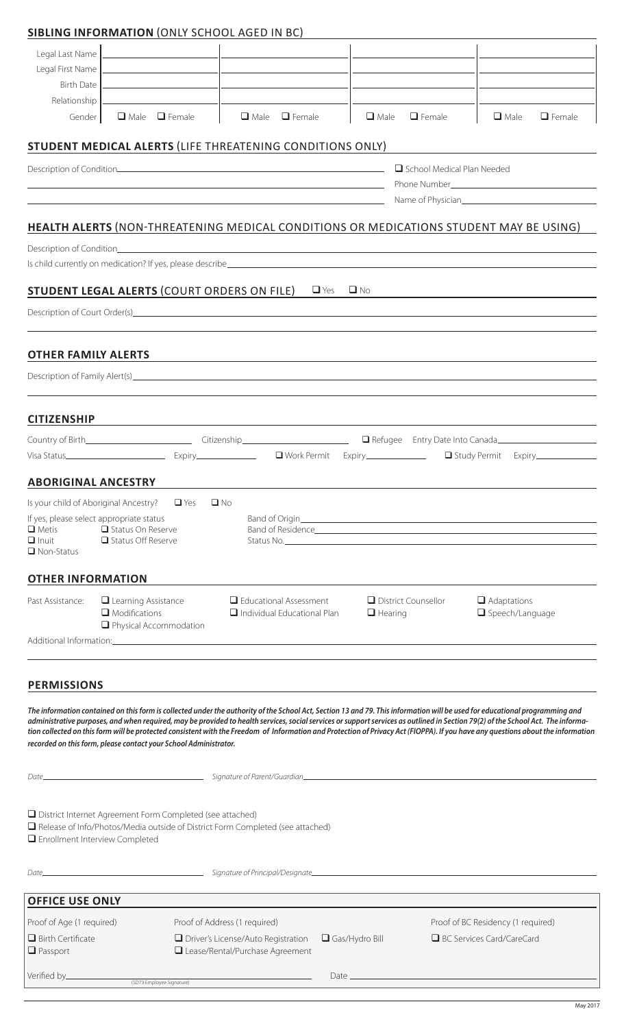## SIBLING INFORMATION (ONLY SCHOOL AGED IN BC)

| | | | | |
|---|---|---|---|---|
| Legal Last Name | | | | |
| Legal First Name | | | | |
| Birth Date | | | | |
| Relationship | | | | |
| Gender | ❑ Male ❑ Female | ❑ Male ❑ Female | ❑ Male ❑ Female | ❑ Male ❑ Female |

## STUDENT MEDICAL ALERTS (LIFE THREATENING CONDITIONS ONLY)

Description of Condition\_\_\_\_\_\_\_\_\_\_ ❑ School Medical Plan Needed

Phone Number\_\_\_\_\_\_\_\_\_\_

Name of Physician\_\_\_\_\_\_\_\_\_\_

## HEALTH ALERTS (NON-THREATENING MEDICAL CONDITIONS OR MEDICATIONS STUDENT MAY BE USING)

Description of Condition\_\_\_\_\_\_\_\_\_\_

Is child currently on medication? If yes, please describe\_\_\_\_\_\_\_\_\_\_

## STUDENT LEGAL ALERTS (COURT ORDERS ON FILE) ❑ Yes ❑ No

Description of Court Order(s)\_\_\_\_\_\_\_\_\_\_

## OTHER FAMILY ALERTS

Description of Family Alert(s)\_\_\_\_\_\_\_\_\_\_

## CITIZENSHIP

Country of Birth\_\_\_\_\_\_\_\_\_\_ Citizenship\_\_\_\_\_\_\_\_\_\_ ❑ Refugee Entry Date Into Canada\_\_\_\_\_\_\_\_\_\_

Visa Status\_\_\_\_\_\_\_\_\_\_ Expiry\_\_\_\_\_\_\_\_\_\_ ❑ Work Permit Expiry\_\_\_\_\_\_\_\_\_\_ ❑ Study Permit Expiry\_\_\_\_\_\_\_\_\_\_

## ABORIGINAL ANCESTRY

Is your child of Aboriginal Ancestry? ❑ Yes ❑ No

If yes, please select appropriate status
❑ Metis ❑ Status On Reserve
❑ Inuit ❑ Status Off Reserve
❑ Non-Status

Band of Origin\_\_\_\_\_\_\_\_\_\_

Band of Residence\_\_\_\_\_\_\_\_\_\_

Status No.\_\_\_\_\_\_\_\_\_\_

## OTHER INFORMATION

Past Assistance: ❑ Learning Assistance ❑ Modifications ❑ Physical Accommodation ❑ Educational Assessment ❑ Individual Educational Plan ❑ District Counsellor ❑ Hearing ❑ Adaptations ❑ Speech/Language

Additional Information:\_\_\_\_\_\_\_\_\_\_

## PERMISSIONS

***The information contained on this form is collected under the authority of the School Act, Section 13 and 79. This information will be used for educational programming and administrative purposes, and when required, may be provided to health services, social services or support services as outlined in Section 79(2) of the School Act. The information collected on this form will be protected consistent with the Freedom of Information and Protection of Privacy Act (FIOPPA). If you have any questions about the information recorded on this form, please contact your School Administrator.***

*Date*\_\_\_\_\_\_\_\_\_\_ *Signature of Parent/Guardian*\_\_\_\_\_\_\_\_\_\_

❑ District Internet Agreement Form Completed (see attached)
❑ Release of Info/Photos/Media outside of District Form Completed (see attached)
❑ Enrollment Interview Completed

*Date*\_\_\_\_\_\_\_\_\_\_ *Signature of Principal/Designate*\_\_\_\_\_\_\_\_\_\_

## OFFICE USE ONLY

| Proof of Age (1 required) | Proof of Address (1 required) | | Proof of BC Residency (1 required) |
|---|---|---|---|
| ❑ Birth Certificate | ❑ Driver's License/Auto Registration | ❑ Gas/Hydro Bill | ❑ BC Services Card/CareCard |
| ❑ Passport | ❑ Lease/Rental/Purchase Agreement | | |

Verified by\_\_\_\_\_\_\_\_\_\_ (SD73 Employee Signature) Date\_\_\_\_\_\_\_\_\_\_

May 2017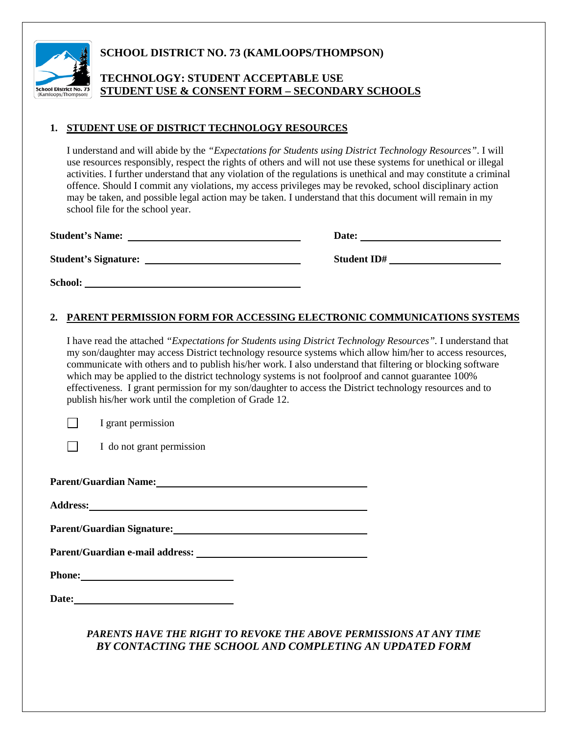# SCHOOL DISTRICT NO. 73 (KAMLOOPS/THOMPSON)

## TECHNOLOGY: STUDENT ACCEPTABLE USE
## <u>STUDENT USE & CONSENT FORM – SECONDARY SCHOOLS</u>

### 1. <u>STUDENT USE OF DISTRICT TECHNOLOGY RESOURCES</u>

I understand and will abide by the *"Expectations for Students using District Technology Resources"*. I will use resources responsibly, respect the rights of others and will not use these systems for unethical or illegal activities. I further understand that any violation of the regulations is unethical and may constitute a criminal offence. Should I commit any violations, my access privileges may be revoked, school disciplinary action may be taken, and possible legal action may be taken. I understand that this document will remain in my school file for the school year.

**Student's Name:** ______________________________ **Date:** ______________________

**Student's Signature:** ___________________________ **Student ID#** __________________

**School:** ______________________________________

### 2. <u>PARENT PERMISSION FORM FOR ACCESSING ELECTRONIC COMMUNICATIONS SYSTEMS</u>

I have read the attached *"Expectations for Students using District Technology Resources"*. I understand that my son/daughter may access District technology resource systems which allow him/her to access resources, communicate with others and to publish his/her work. I also understand that filtering or blocking software which may be applied to the district technology systems is not foolproof and cannot guarantee 100% effectiveness. I grant permission for my son/daughter to access the District technology resources and to publish his/her work until the completion of Grade 12.

☐ I grant permission

☐ I do not grant permission

**Parent/Guardian Name:** ______________________________________

**Address:** ______________________________________

**Parent/Guardian Signature:** ______________________________________

**Parent/Guardian e-mail address:** ______________________________

**Phone:** ___________________________

**Date:** ___________________________

***PARENTS HAVE THE RIGHT TO REVOKE THE ABOVE PERMISSIONS AT ANY TIME BY CONTACTING THE SCHOOL AND COMPLETING AN UPDATED FORM***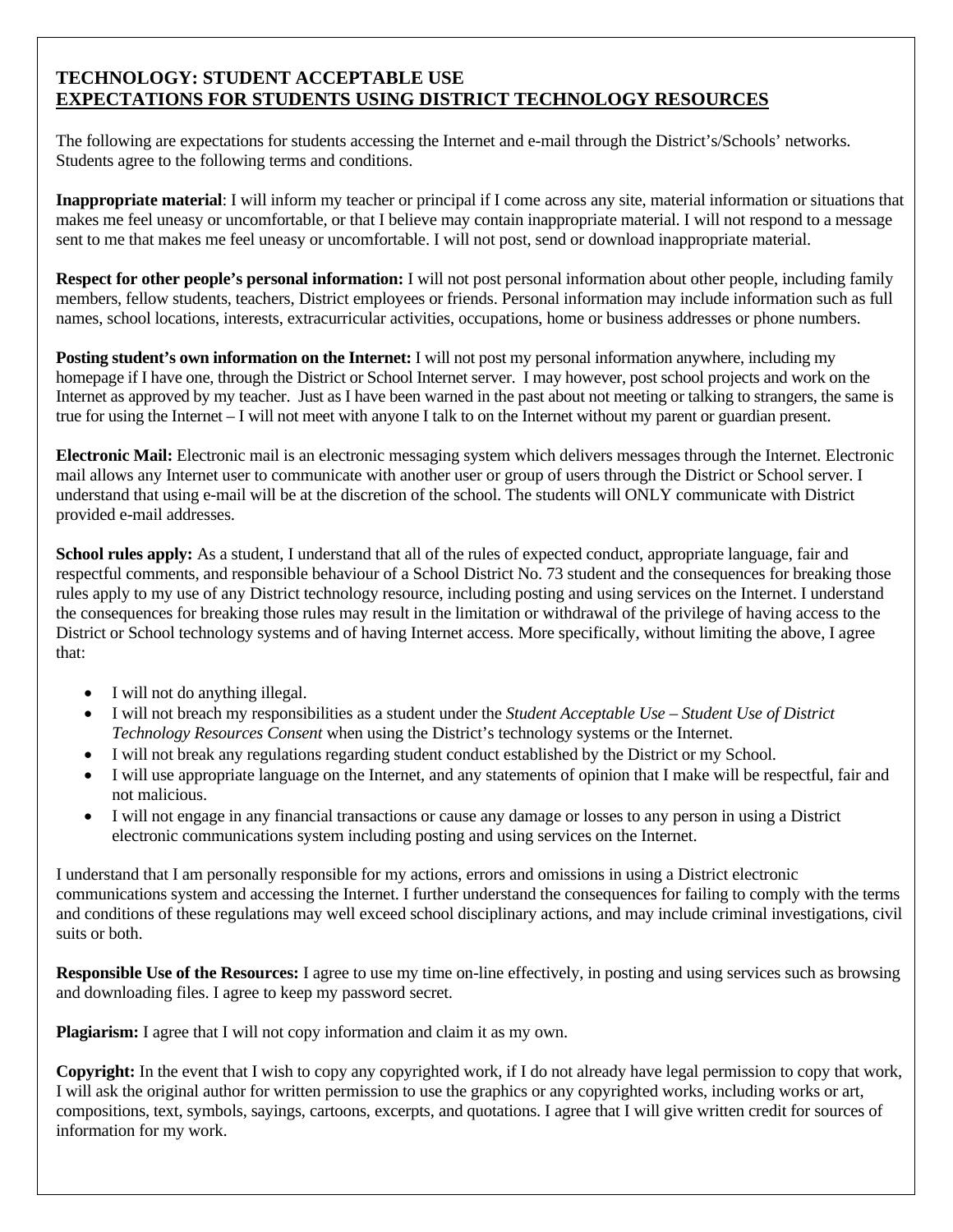**TECHNOLOGY: STUDENT ACCEPTABLE USE**
**EXPECTATIONS FOR STUDENTS USING DISTRICT TECHNOLOGY RESOURCES**

The following are expectations for students accessing the Internet and e-mail through the District's/Schools' networks. Students agree to the following terms and conditions.

**Inappropriate material**: I will inform my teacher or principal if I come across any site, material information or situations that makes me feel uneasy or uncomfortable, or that I believe may contain inappropriate material. I will not respond to a message sent to me that makes me feel uneasy or uncomfortable. I will not post, send or download inappropriate material.

**Respect for other people's personal information:** I will not post personal information about other people, including family members, fellow students, teachers, District employees or friends. Personal information may include information such as full names, school locations, interests, extracurricular activities, occupations, home or business addresses or phone numbers.

**Posting student's own information on the Internet:** I will not post my personal information anywhere, including my homepage if I have one, through the District or School Internet server. I may however, post school projects and work on the Internet as approved by my teacher. Just as I have been warned in the past about not meeting or talking to strangers, the same is true for using the Internet – I will not meet with anyone I talk to on the Internet without my parent or guardian present.

**Electronic Mail:** Electronic mail is an electronic messaging system which delivers messages through the Internet. Electronic mail allows any Internet user to communicate with another user or group of users through the District or School server. I understand that using e-mail will be at the discretion of the school. The students will ONLY communicate with District provided e-mail addresses.

**School rules apply:** As a student, I understand that all of the rules of expected conduct, appropriate language, fair and respectful comments, and responsible behaviour of a School District No. 73 student and the consequences for breaking those rules apply to my use of any District technology resource, including posting and using services on the Internet. I understand the consequences for breaking those rules may result in the limitation or withdrawal of the privilege of having access to the District or School technology systems and of having Internet access. More specifically, without limiting the above, I agree that:

- I will not do anything illegal.
- I will not breach my responsibilities as a student under the *Student Acceptable Use – Student Use of District Technology Resources Consent* when using the District's technology systems or the Internet.
- I will not break any regulations regarding student conduct established by the District or my School.
- I will use appropriate language on the Internet, and any statements of opinion that I make will be respectful, fair and not malicious.
- I will not engage in any financial transactions or cause any damage or losses to any person in using a District electronic communications system including posting and using services on the Internet.

I understand that I am personally responsible for my actions, errors and omissions in using a District electronic communications system and accessing the Internet. I further understand the consequences for failing to comply with the terms and conditions of these regulations may well exceed school disciplinary actions, and may include criminal investigations, civil suits or both.

**Responsible Use of the Resources:** I agree to use my time on-line effectively, in posting and using services such as browsing and downloading files. I agree to keep my password secret.

**Plagiarism:** I agree that I will not copy information and claim it as my own.

**Copyright:** In the event that I wish to copy any copyrighted work, if I do not already have legal permission to copy that work, I will ask the original author for written permission to use the graphics or any copyrighted works, including works or art, compositions, text, symbols, sayings, cartoons, excerpts, and quotations. I agree that I will give written credit for sources of information for my work.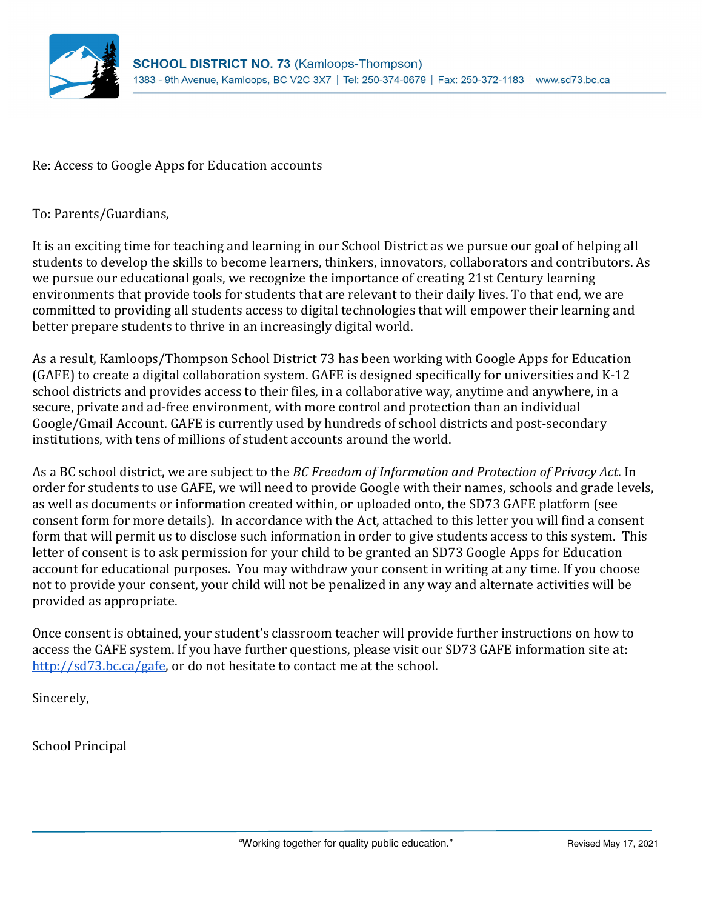**SCHOOL DISTRICT NO. 73** (Kamloops-Thompson)
1383 - 9th Avenue, Kamloops, BC V2C 3X7 | Tel: 250-374-0679 | Fax: 250-372-1183 | www.sd73.bc.ca

Re: Access to Google Apps for Education accounts

To: Parents/Guardians,

It is an exciting time for teaching and learning in our School District as we pursue our goal of helping all students to develop the skills to become learners, thinkers, innovators, collaborators and contributors. As we pursue our educational goals, we recognize the importance of creating 21st Century learning environments that provide tools for students that are relevant to their daily lives. To that end, we are committed to providing all students access to digital technologies that will empower their learning and better prepare students to thrive in an increasingly digital world.

As a result, Kamloops/Thompson School District 73 has been working with Google Apps for Education (GAFE) to create a digital collaboration system. GAFE is designed specifically for universities and K-12 school districts and provides access to their files, in a collaborative way, anytime and anywhere, in a secure, private and ad-free environment, with more control and protection than an individual Google/Gmail Account. GAFE is currently used by hundreds of school districts and post-secondary institutions, with tens of millions of student accounts around the world.

As a BC school district, we are subject to the *BC Freedom of Information and Protection of Privacy Act*. In order for students to use GAFE, we will need to provide Google with their names, schools and grade levels, as well as documents or information created within, or uploaded onto, the SD73 GAFE platform (see consent form for more details). In accordance with the Act, attached to this letter you will find a consent form that will permit us to disclose such information in order to give students access to this system. This letter of consent is to ask permission for your child to be granted an SD73 Google Apps for Education account for educational purposes. You may withdraw your consent in writing at any time. If you choose not to provide your consent, your child will not be penalized in any way and alternate activities will be provided as appropriate.

Once consent is obtained, your student's classroom teacher will provide further instructions on how to access the GAFE system. If you have further questions, please visit our SD73 GAFE information site at: http://sd73.bc.ca/gafe, or do not hesitate to contact me at the school.

Sincerely,

School Principal

"Working together for quality public education."

Revised May 17, 2021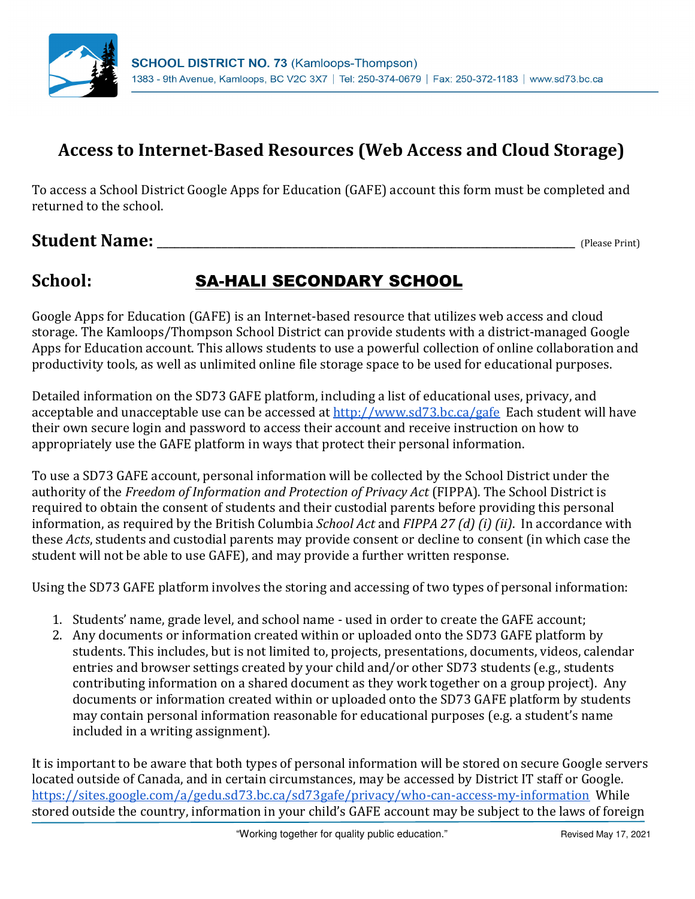# Access to Internet-Based Resources (Web Access and Cloud Storage)

To access a School District Google Apps for Education (GAFE) account this form must be completed and returned to the school.

**Student Name:** ______________________________________________ (Please Print)

**School:** **SA-HALI SECONDARY SCHOOL**

Google Apps for Education (GAFE) is an Internet-based resource that utilizes web access and cloud storage. The Kamloops/Thompson School District can provide students with a district-managed Google Apps for Education account. This allows students to use a powerful collection of online collaboration and productivity tools, as well as unlimited online file storage space to be used for educational purposes.

Detailed information on the SD73 GAFE platform, including a list of educational uses, privacy, and acceptable and unacceptable use can be accessed at http://www.sd73.bc.ca/gafe Each student will have their own secure login and password to access their account and receive instruction on how to appropriately use the GAFE platform in ways that protect their personal information.

To use a SD73 GAFE account, personal information will be collected by the School District under the authority of the *Freedom of Information and Protection of Privacy Act* (FIPPA). The School District is required to obtain the consent of students and their custodial parents before providing this personal information, as required by the British Columbia *School Act* and *FIPPA 27 (d) (i) (ii)*. In accordance with these *Acts*, students and custodial parents may provide consent or decline to consent (in which case the student will not be able to use GAFE), and may provide a further written response.

Using the SD73 GAFE platform involves the storing and accessing of two types of personal information:

1. Students' name, grade level, and school name - used in order to create the GAFE account;
2. Any documents or information created within or uploaded onto the SD73 GAFE platform by students. This includes, but is not limited to, projects, presentations, documents, videos, calendar entries and browser settings created by your child and/or other SD73 students (e.g., students contributing information on a shared document as they work together on a group project). Any documents or information created within or uploaded onto the SD73 GAFE platform by students may contain personal information reasonable for educational purposes (e.g. a student's name included in a writing assignment).

It is important to be aware that both types of personal information will be stored on secure Google servers located outside of Canada, and in certain circumstances, may be accessed by District IT staff or Google. https://sites.google.com/a/gedu.sd73.bc.ca/sd73gafe/privacy/who-can-access-my-information While stored outside the country, information in your child's GAFE account may be subject to the laws of foreign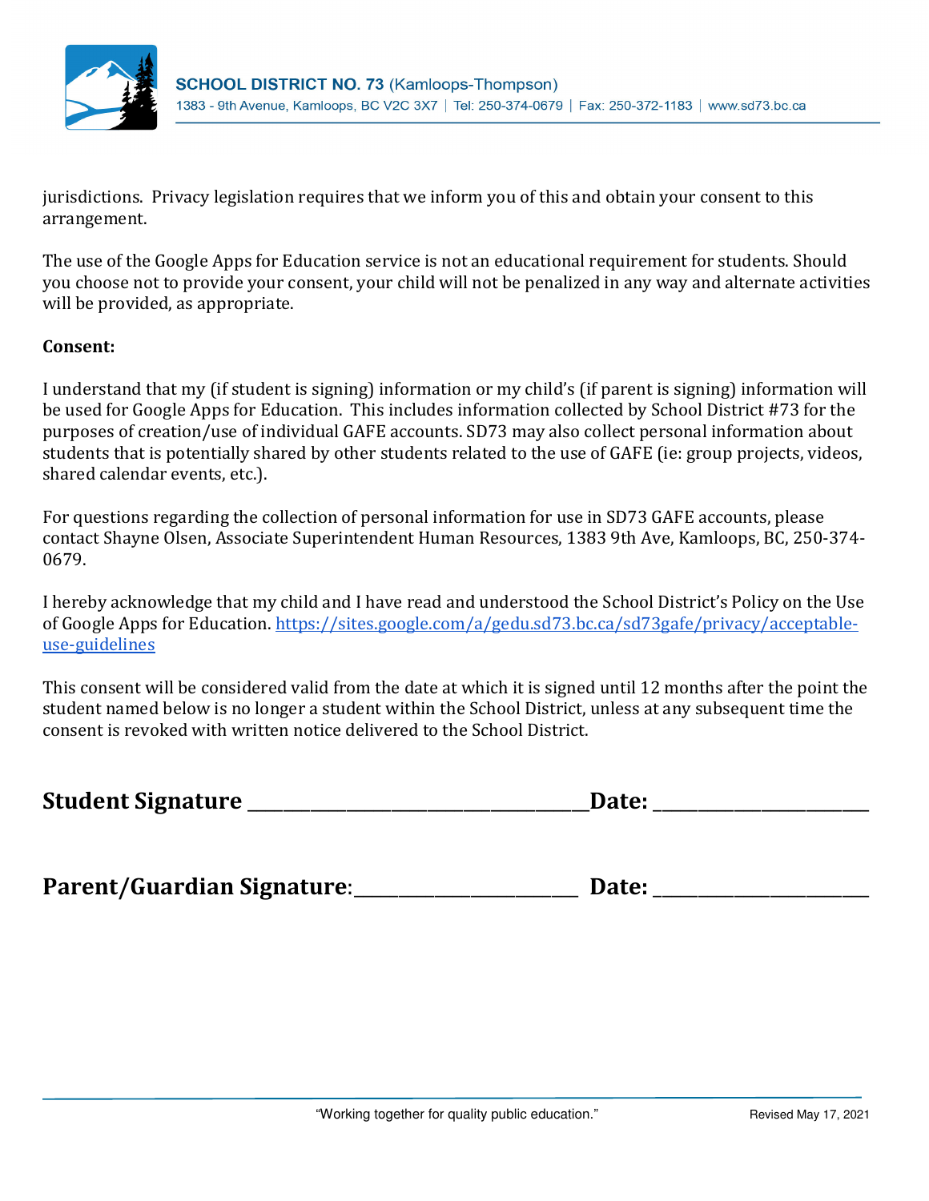jurisdictions. Privacy legislation requires that we inform you of this and obtain your consent to this arrangement.

The use of the Google Apps for Education service is not an educational requirement for students. Should you choose not to provide your consent, your child will not be penalized in any way and alternate activities will be provided, as appropriate.

**Consent:**

I understand that my (if student is signing) information or my child's (if parent is signing) information will be used for Google Apps for Education. This includes information collected by School District #73 for the purposes of creation/use of individual GAFE accounts. SD73 may also collect personal information about students that is potentially shared by other students related to the use of GAFE (ie: group projects, videos, shared calendar events, etc.).

For questions regarding the collection of personal information for use in SD73 GAFE accounts, please contact Shayne Olsen, Associate Superintendent Human Resources, 1383 9th Ave, Kamloops, BC, 250-374-0679.

I hereby acknowledge that my child and I have read and understood the School District's Policy on the Use of Google Apps for Education. [https://sites.google.com/a/gedu.sd73.bc.ca/sd73gafe/privacy/acceptable-use-guidelines](https://sites.google.com/a/gedu.sd73.bc.ca/sd73gafe/privacy/acceptable-use-guidelines)

This consent will be considered valid from the date at which it is signed until 12 months after the point the student named below is no longer a student within the School District, unless at any subsequent time the consent is revoked with written notice delivered to the School District.

**Student Signature** ______________________________ **Date:** ____________________

**Parent/Guardian Signature**: ____________________ **Date:** ____________________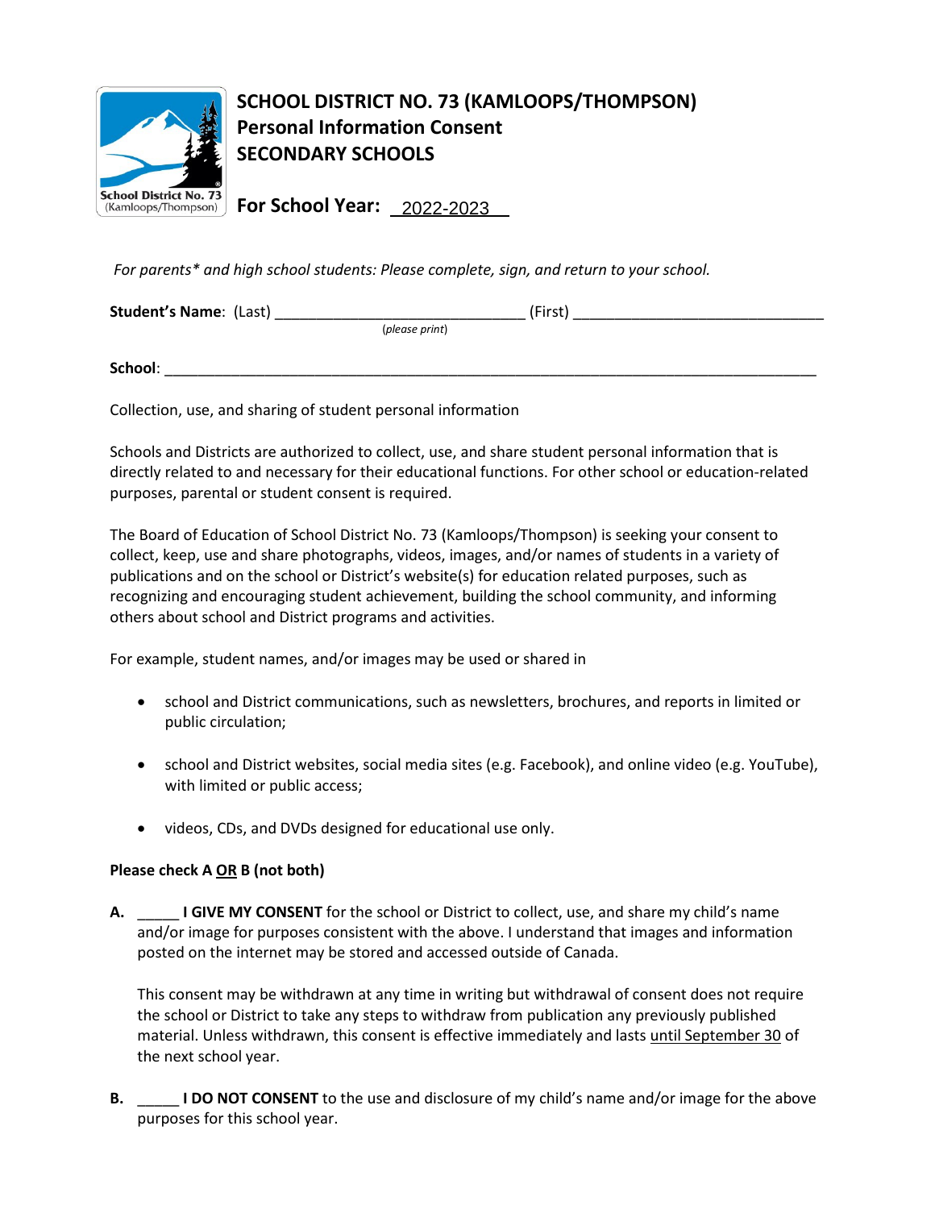# SCHOOL DISTRICT NO. 73 (KAMLOOPS/THOMPSON)
## Personal Information Consent
## SECONDARY SCHOOLS

**For School Year:** 2022-2023

*For parents\* and high school students: Please complete, sign, and return to your school.*

**Student's Name**: (Last) ______________________________ (First) ______________________________
(*please print*)

**School**: ________________________________________________________________________________

Collection, use, and sharing of student personal information

Schools and Districts are authorized to collect, use, and share student personal information that is directly related to and necessary for their educational functions. For other school or education-related purposes, parental or student consent is required.

The Board of Education of School District No. 73 (Kamloops/Thompson) is seeking your consent to collect, keep, use and share photographs, videos, images, and/or names of students in a variety of publications and on the school or District's website(s) for education related purposes, such as recognizing and encouraging student achievement, building the school community, and informing others about school and District programs and activities.

For example, student names, and/or images may be used or shared in

- school and District communications, such as newsletters, brochures, and reports in limited or public circulation;
- school and District websites, social media sites (e.g. Facebook), and online video (e.g. YouTube), with limited or public access;
- videos, CDs, and DVDs designed for educational use only.

**Please check A <u>OR</u> B (not both)**

**A.** _____ **I GIVE MY CONSENT** for the school or District to collect, use, and share my child's name and/or image for purposes consistent with the above. I understand that images and information posted on the internet may be stored and accessed outside of Canada.

This consent may be withdrawn at any time in writing but withdrawal of consent does not require the school or District to take any steps to withdraw from publication any previously published material. Unless withdrawn, this consent is effective immediately and lasts <u>until September 30</u> of the next school year.

**B.** _____ **I DO NOT CONSENT** to the use and disclosure of my child's name and/or image for the above purposes for this school year.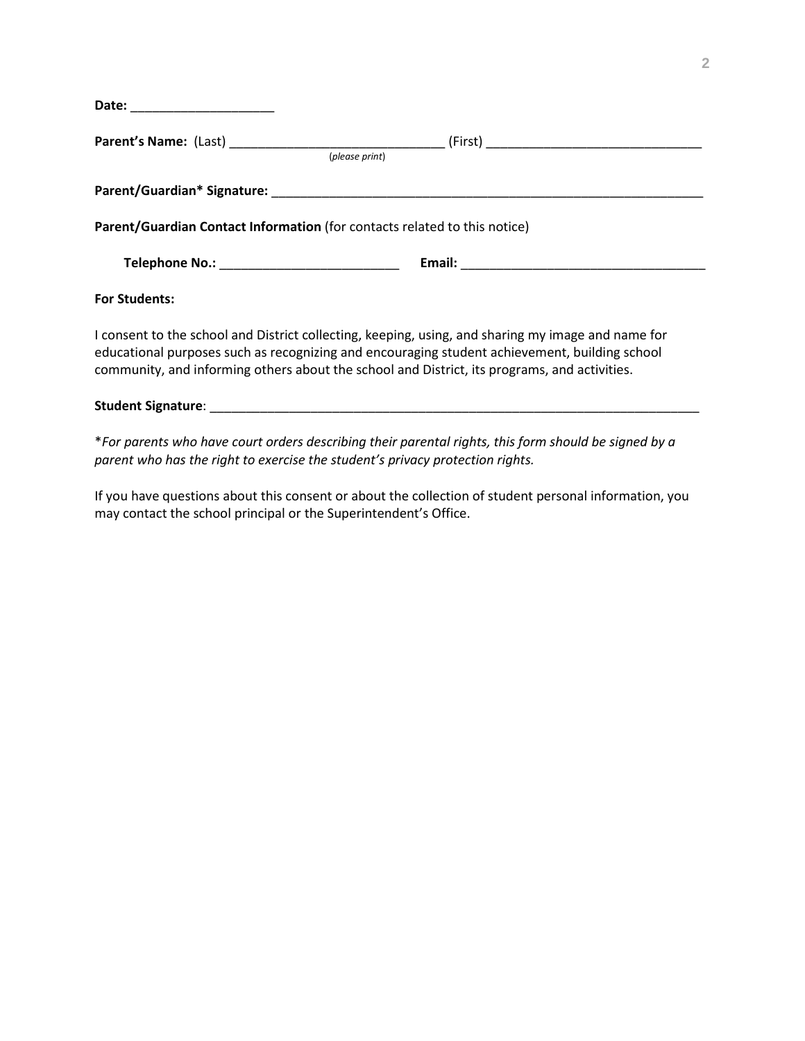**Date:** ____________________

**Parent's Name:** (Last) ______________________________ (First) ______________________________
(*please print*)

**Parent/Guardian\* Signature:** ______________________________________________________________

**Parent/Guardian Contact Information** (for contacts related to this notice)

**Telephone No.:** _________________________ **Email:** __________________________________

**For Students:**

I consent to the school and District collecting, keeping, using, and sharing my image and name for educational purposes such as recognizing and encouraging student achievement, building school community, and informing others about the school and District, its programs, and activities.

**Student Signature**: ______________________________________________________________________

\**For parents who have court orders describing their parental rights, this form should be signed by a parent who has the right to exercise the student's privacy protection rights.*

If you have questions about this consent or about the collection of student personal information, you may contact the school principal or the Superintendent's Office.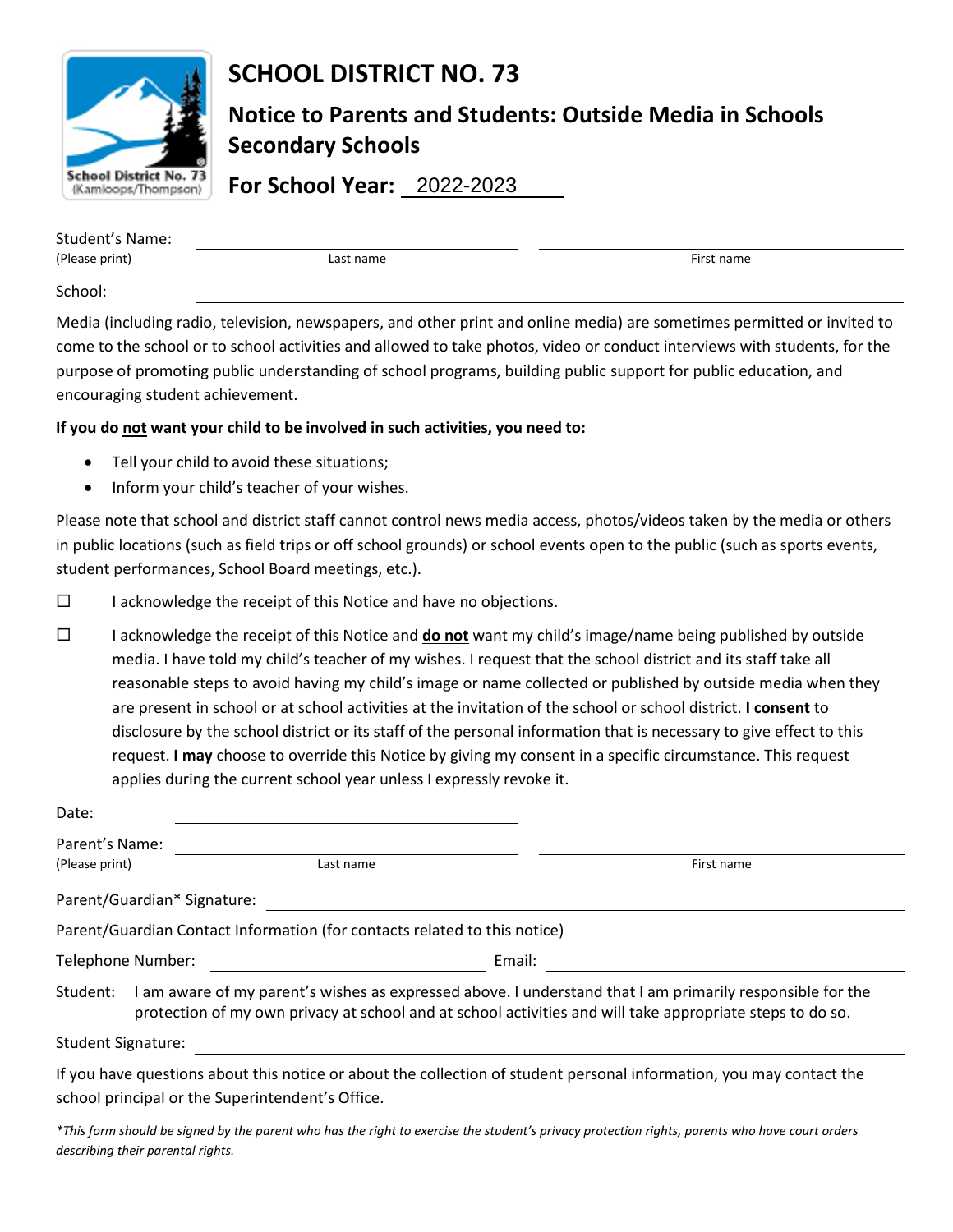# SCHOOL DISTRICT NO. 73

## Notice to Parents and Students: Outside Media in Schools Secondary Schools

**For School Year:** 2022-2023

Student's Name: ______________________ ______________________
(Please print) Last name First name

School: ______________________

Media (including radio, television, newspapers, and other print and online media) are sometimes permitted or invited to come to the school or to school activities and allowed to take photos, video or conduct interviews with students, for the purpose of promoting public understanding of school programs, building public support for public education, and encouraging student achievement.

**If you do not want your child to be involved in such activities, you need to:**

- Tell your child to avoid these situations;
- Inform your child's teacher of your wishes.

Please note that school and district staff cannot control news media access, photos/videos taken by the media or others in public locations (such as field trips or off school grounds) or school events open to the public (such as sports events, student performances, School Board meetings, etc.).

☐ I acknowledge the receipt of this Notice and have no objections.

☐ I acknowledge the receipt of this Notice and **do not** want my child's image/name being published by outside media. I have told my child's teacher of my wishes. I request that the school district and its staff take all reasonable steps to avoid having my child's image or name collected or published by outside media when they are present in school or at school activities at the invitation of the school or school district. **I consent** to disclosure by the school district or its staff of the personal information that is necessary to give effect to this request. **I may** choose to override this Notice by giving my consent in a specific circumstance. This request applies during the current school year unless I expressly revoke it.

Date: ______________________

Parent's Name: ______________________ ______________________
(Please print) Last name First name

Parent/Guardian* Signature: ______________________

Parent/Guardian Contact Information (for contacts related to this notice)

Telephone Number: ______________________ Email: ______________________

Student: I am aware of my parent's wishes as expressed above. I understand that I am primarily responsible for the protection of my own privacy at school and at school activities and will take appropriate steps to do so.

Student Signature: ______________________

If you have questions about this notice or about the collection of student personal information, you may contact the school principal or the Superintendent's Office.

*\*This form should be signed by the parent who has the right to exercise the student's privacy protection rights, parents who have court orders describing their parental rights.*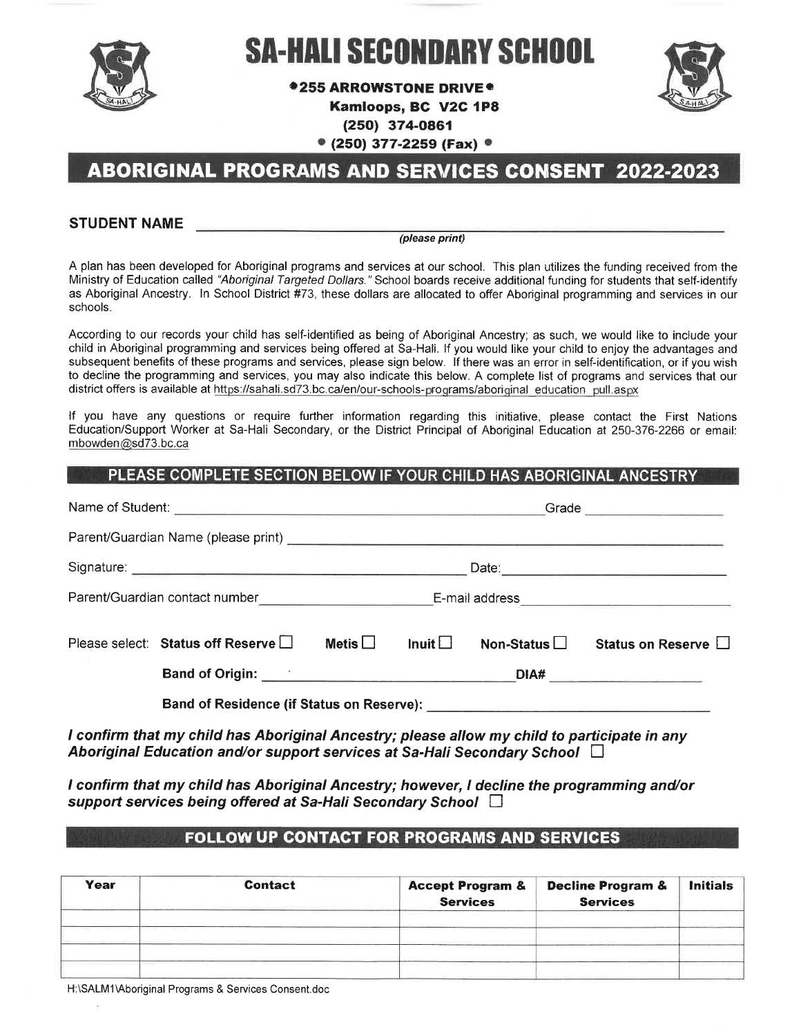# SA-HALI SECONDARY SCHOOL

**•255 ARROWSTONE DRIVE•**
**Kamloops, BC V2C 1P8**
**(250) 374-0861**
**• (250) 377-2259 (Fax) •**

## ABORIGINAL PROGRAMS AND SERVICES CONSENT 2022-2023

**STUDENT NAME** ______________________________________________
*(please print)*

A plan has been developed for Aboriginal programs and services at our school. This plan utilizes the funding received from the Ministry of Education called *"Aboriginal Targeted Dollars."* School boards receive additional funding for students that self-identify as Aboriginal Ancestry. In School District #73, these dollars are allocated to offer Aboriginal programming and services in our schools.

According to our records your child has self-identified as being of Aboriginal Ancestry; as such, we would like to include your child in Aboriginal programming and services being offered at Sa-Hali. If you would like your child to enjoy the advantages and subsequent benefits of these programs and services, please sign below. If there was an error in self-identification, or if you wish to decline the programming and services, you may also indicate this below. A complete list of programs and services that our district offers is available at https://sahali.sd73.bc.ca/en/our-schools-programs/aboriginal_education_pull.aspx

If you have any questions or require further information regarding this initiative, please contact the First Nations Education/Support Worker at Sa-Hali Secondary, or the District Principal of Aboriginal Education at 250-376-2266 or email: mbowden@sd73.bc.ca

### PLEASE COMPLETE SECTION BELOW IF YOUR CHILD HAS ABORIGINAL ANCESTRY

Name of Student: ______________________________ Grade ____________

Parent/Guardian Name (please print) ______________________________

Signature: ______________________________ Date: ____________________

Parent/Guardian contact number ____________________ E-mail address ____________________

Please select: **Status off Reserve** ☐ **Metis** ☐ **Inuit** ☐ **Non-Status** ☐ **Status on Reserve** ☐

**Band of Origin:** ______________________________ **DIA#** ____________________

**Band of Residence (if Status on Reserve):** ______________________________

***I confirm that my child has Aboriginal Ancestry; please allow my child to participate in any Aboriginal Education and/or support services at Sa-Hali Secondary School*** ☐

***I confirm that my child has Aboriginal Ancestry; however, I decline the programming and/or support services being offered at Sa-Hali Secondary School*** ☐

### FOLLOW UP CONTACT FOR PROGRAMS AND SERVICES

| Year | Contact | Accept Program & Services | Decline Program & Services | Initials |
|---|---|---|---|---|
| | | | | |
| | | | | |
| | | | | |
| | | | | |

H:\SALM1\Aboriginal Programs & Services Consent.doc